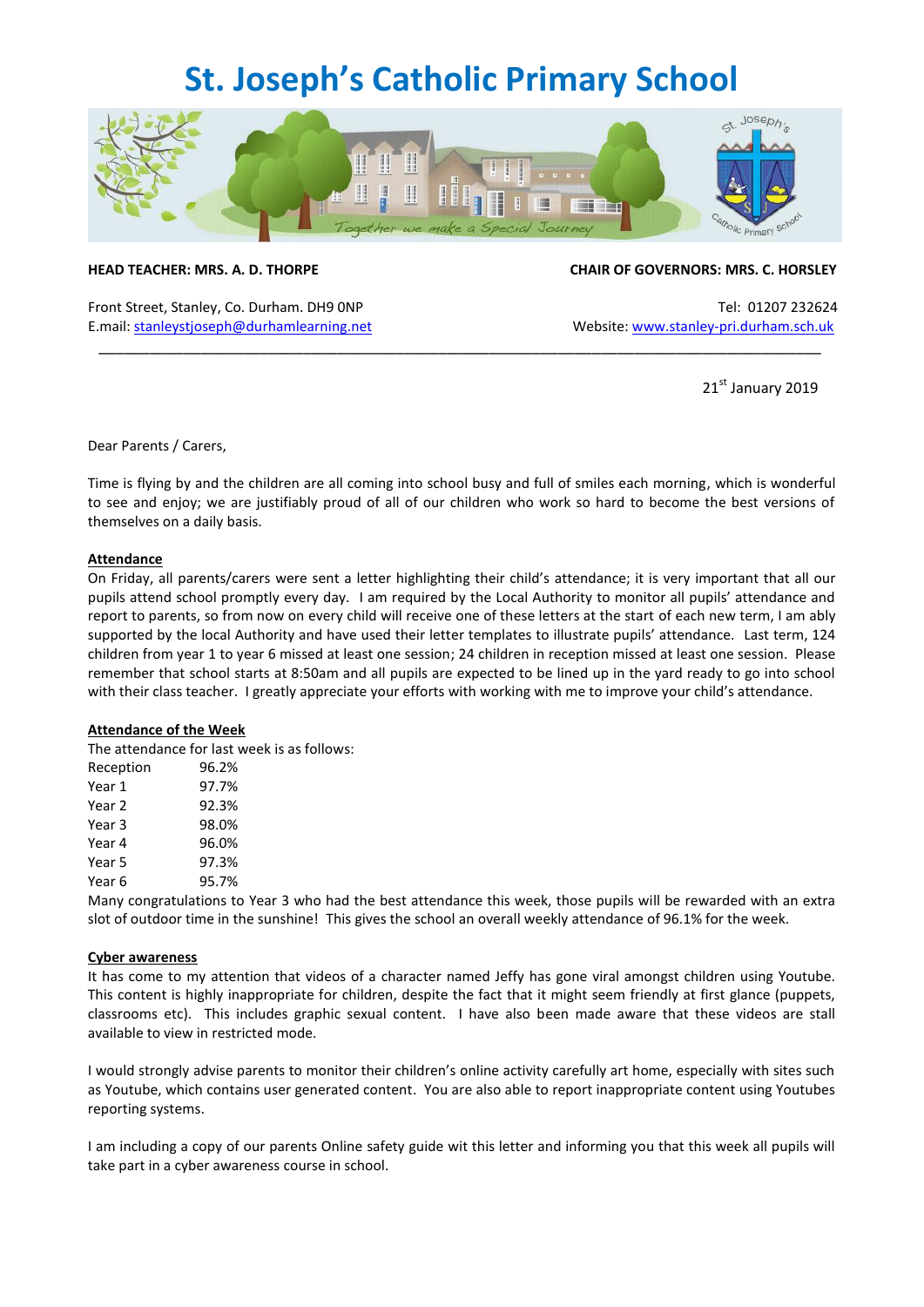# St. Joseph's Catholic Primary School

**HEAD TEACHER: MRS. A. D. THORPE** | **CHAIR OF GOVERNORS: MRS. C. HORSLEY**

Front Street, Stanley, Co. Durham. DH9 0NP
E.mail: stanleystjoseph@durhamlearning.net

Tel: 01207 232624
Website: www.stanley-pri.durham.sch.uk

21st January 2019

Dear Parents / Carers,

Time is flying by and the children are all coming into school busy and full of smiles each morning, which is wonderful to see and enjoy; we are justifiably proud of all of our children who work so hard to become the best versions of themselves on a daily basis.

**Attendance**

On Friday, all parents/carers were sent a letter highlighting their child's attendance; it is very important that all our pupils attend school promptly every day. I am required by the Local Authority to monitor all pupils' attendance and report to parents, so from now on every child will receive one of these letters at the start of each new term, I am ably supported by the local Authority and have used their letter templates to illustrate pupils' attendance. Last term, 124 children from year 1 to year 6 missed at least one session; 24 children in reception missed at least one session. Please remember that school starts at 8:50am and all pupils are expected to be lined up in the yard ready to go into school with their class teacher. I greatly appreciate your efforts with working with me to improve your child's attendance.

**Attendance of the Week**

The attendance for last week is as follows:

| | |
|---|---|
| Reception | 96.2% |
| Year 1 | 97.7% |
| Year 2 | 92.3% |
| Year 3 | 98.0% |
| Year 4 | 96.0% |
| Year 5 | 97.3% |
| Year 6 | 95.7% |

Many congratulations to Year 3 who had the best attendance this week, those pupils will be rewarded with an extra slot of outdoor time in the sunshine! This gives the school an overall weekly attendance of 96.1% for the week.

**Cyber awareness**

It has come to my attention that videos of a character named Jeffy has gone viral amongst children using Youtube. This content is highly inappropriate for children, despite the fact that it might seem friendly at first glance (puppets, classrooms etc). This includes graphic sexual content. I have also been made aware that these videos are stall available to view in restricted mode.

I would strongly advise parents to monitor their children's online activity carefully art home, especially with sites such as Youtube, which contains user generated content. You are also able to report inappropriate content using Youtubes reporting systems.

I am including a copy of our parents Online safety guide wit this letter and informing you that this week all pupils will take part in a cyber awareness course in school.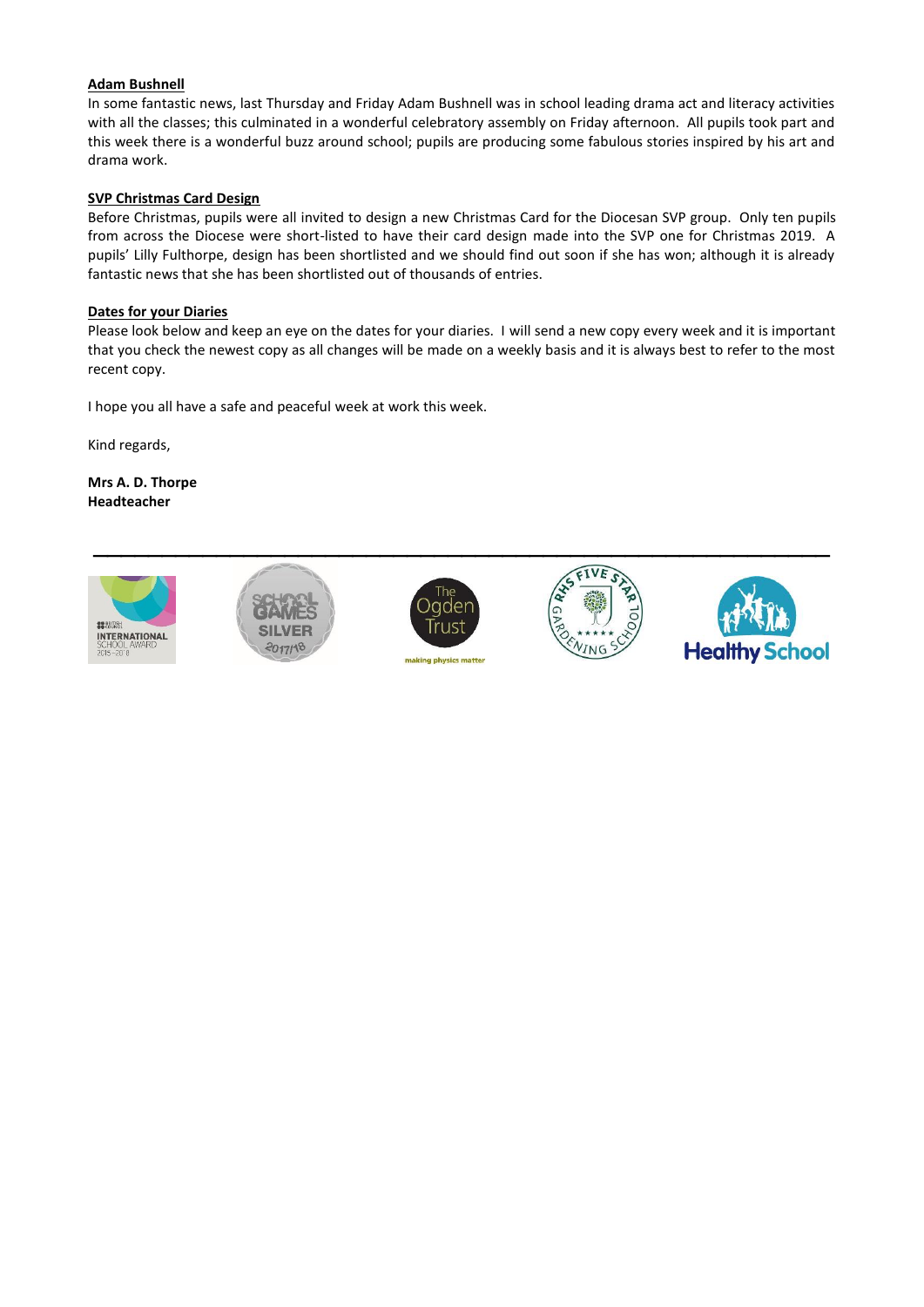**Adam Bushnell**

In some fantastic news, last Thursday and Friday Adam Bushnell was in school leading drama act and literacy activities with all the classes; this culminated in a wonderful celebratory assembly on Friday afternoon. All pupils took part and this week there is a wonderful buzz around school; pupils are producing some fabulous stories inspired by his art and drama work.

**SVP Christmas Card Design**

Before Christmas, pupils were all invited to design a new Christmas Card for the Diocesan SVP group. Only ten pupils from across the Diocese were short-listed to have their card design made into the SVP one for Christmas 2019. A pupils' Lilly Fulthorpe, design has been shortlisted and we should find out soon if she has won; although it is already fantastic news that she has been shortlisted out of thousands of entries.

**Dates for your Diaries**

Please look below and keep an eye on the dates for your diaries. I will send a new copy every week and it is important that you check the newest copy as all changes will be made on a weekly basis and it is always best to refer to the most recent copy.

I hope you all have a safe and peaceful week at work this week.

Kind regards,

**Mrs A. D. Thorpe**
**Headteacher**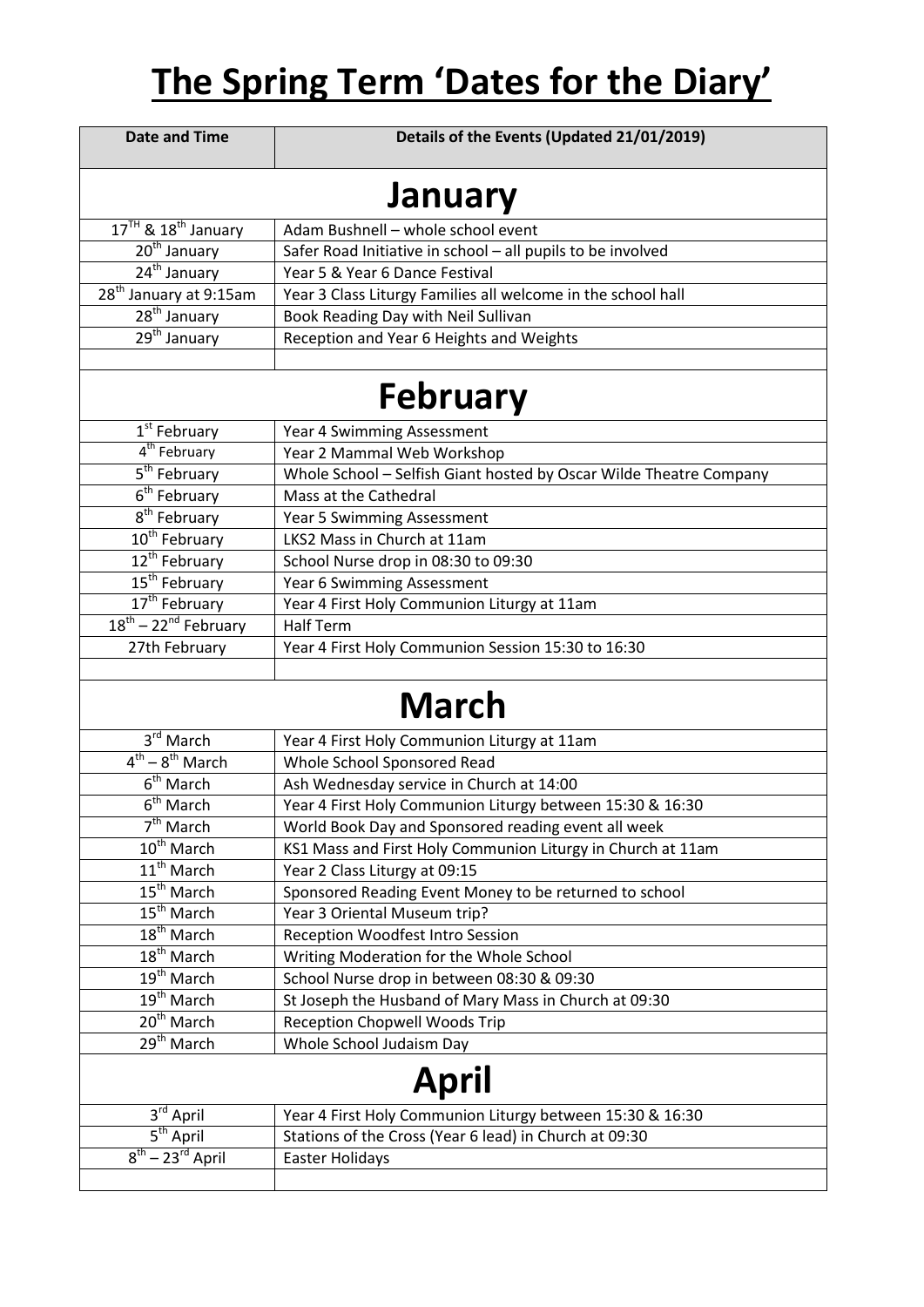# The Spring Term 'Dates for the Diary'

| Date and Time | Details of the Events (Updated 21/01/2019) |
|---|---|
| **January** | |
| 17TH & 18th January | Adam Bushnell – whole school event |
| 20th January | Safer Road Initiative in school – all pupils to be involved |
| 24th January | Year 5 & Year 6 Dance Festival |
| 28th January at 9:15am | Year 3 Class Liturgy Families all welcome in the school hall |
| 28th January | Book Reading Day with Neil Sullivan |
| 29th January | Reception and Year 6 Heights and Weights |
| | |
| **February** | |
| 1st February | Year 4 Swimming Assessment |
| 4th February | Year 2 Mammal Web Workshop |
| 5th February | Whole School – Selfish Giant hosted by Oscar Wilde Theatre Company |
| 6th February | Mass at the Cathedral |
| 8th February | Year 5 Swimming Assessment |
| 10th February | LKS2 Mass in Church at 11am |
| 12th February | School Nurse drop in 08:30 to 09:30 |
| 15th February | Year 6 Swimming Assessment |
| 17th February | Year 4 First Holy Communion Liturgy at 11am |
| 18th – 22nd February | Half Term |
| 27th February | Year 4 First Holy Communion Session 15:30 to 16:30 |
| | |
| **March** | |
| 3rd March | Year 4 First Holy Communion Liturgy at 11am |
| 4th – 8th March | Whole School Sponsored Read |
| 6th March | Ash Wednesday service in Church at 14:00 |
| 6th March | Year 4 First Holy Communion Liturgy between 15:30 & 16:30 |
| 7th March | World Book Day and Sponsored reading event all week |
| 10th March | KS1 Mass and First Holy Communion Liturgy in Church at 11am |
| 11th March | Year 2 Class Liturgy at 09:15 |
| 15th March | Sponsored Reading Event Money to be returned to school |
| 15th March | Year 3 Oriental Museum trip? |
| 18th March | Reception Woodfest Intro Session |
| 18th March | Writing Moderation for the Whole School |
| 19th March | School Nurse drop in between 08:30 & 09:30 |
| 19th March | St Joseph the Husband of Mary Mass in Church at 09:30 |
| 20th March | Reception Chopwell Woods Trip |
| 29th March | Whole School Judaism Day |
| **April** | |
| 3rd April | Year 4 First Holy Communion Liturgy between 15:30 & 16:30 |
| 5th April | Stations of the Cross (Year 6 lead) in Church at 09:30 |
| 8th – 23rd April | Easter Holidays |
| | |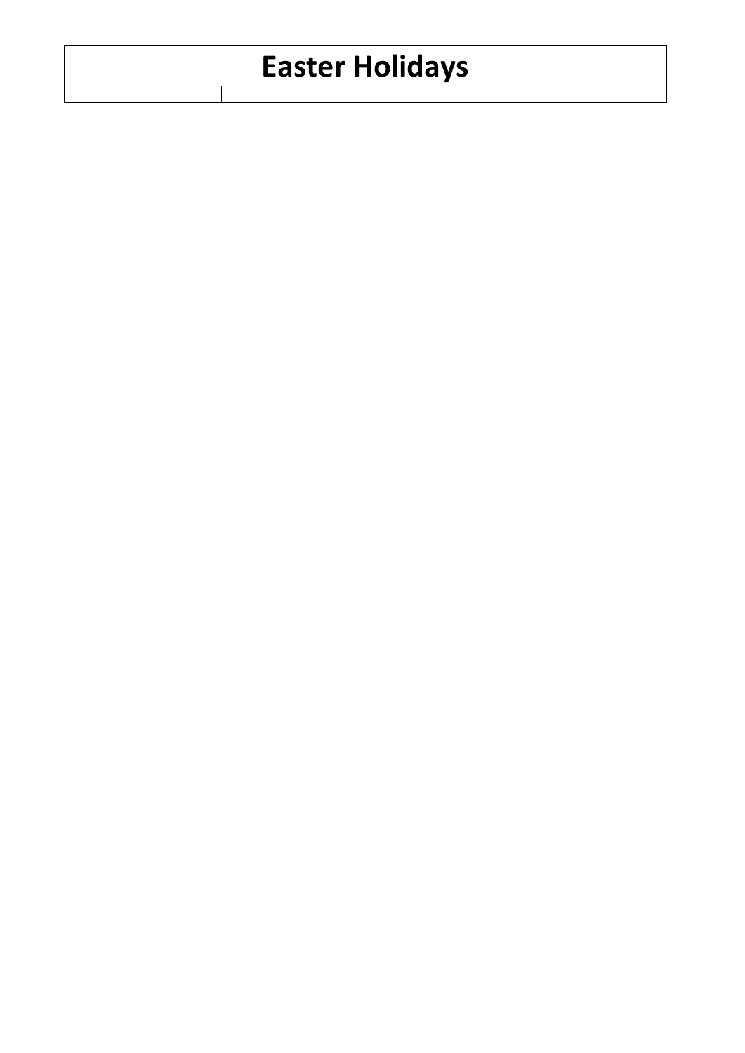| Easter Holidays | |
| --- | --- |
| | |